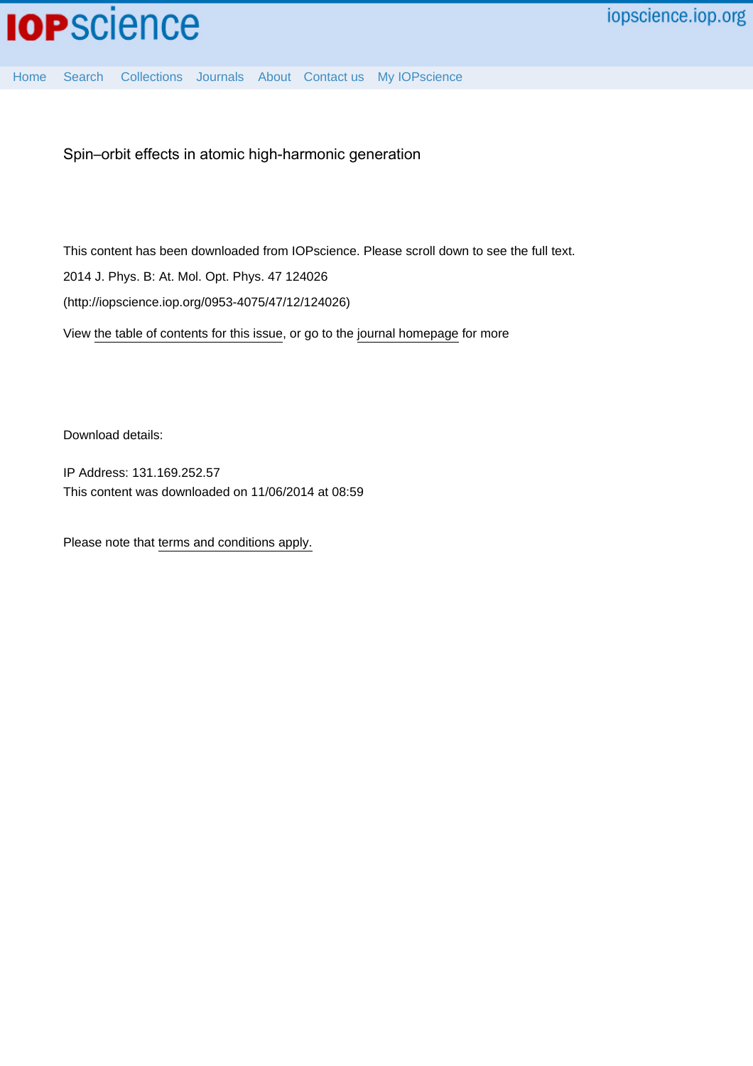Home Search Collections Journals About Contact us My IOPscience

Spin–orbit effects in atomic high-harmonic generation

This content has been downloaded from IOPscience. Please scroll down to see the full text.

2014 J. Phys. B: At. Mol. Opt. Phys. 47 124026

(http://iopscience.iop.org/0953-4075/47/12/124026)

View the table of contents for this issue, or go to the journal homepage for more

Download details:

IP Address: 131.169.252.57

This content was downloaded on 11/06/2014 at 08:59

Please note that terms and conditions apply.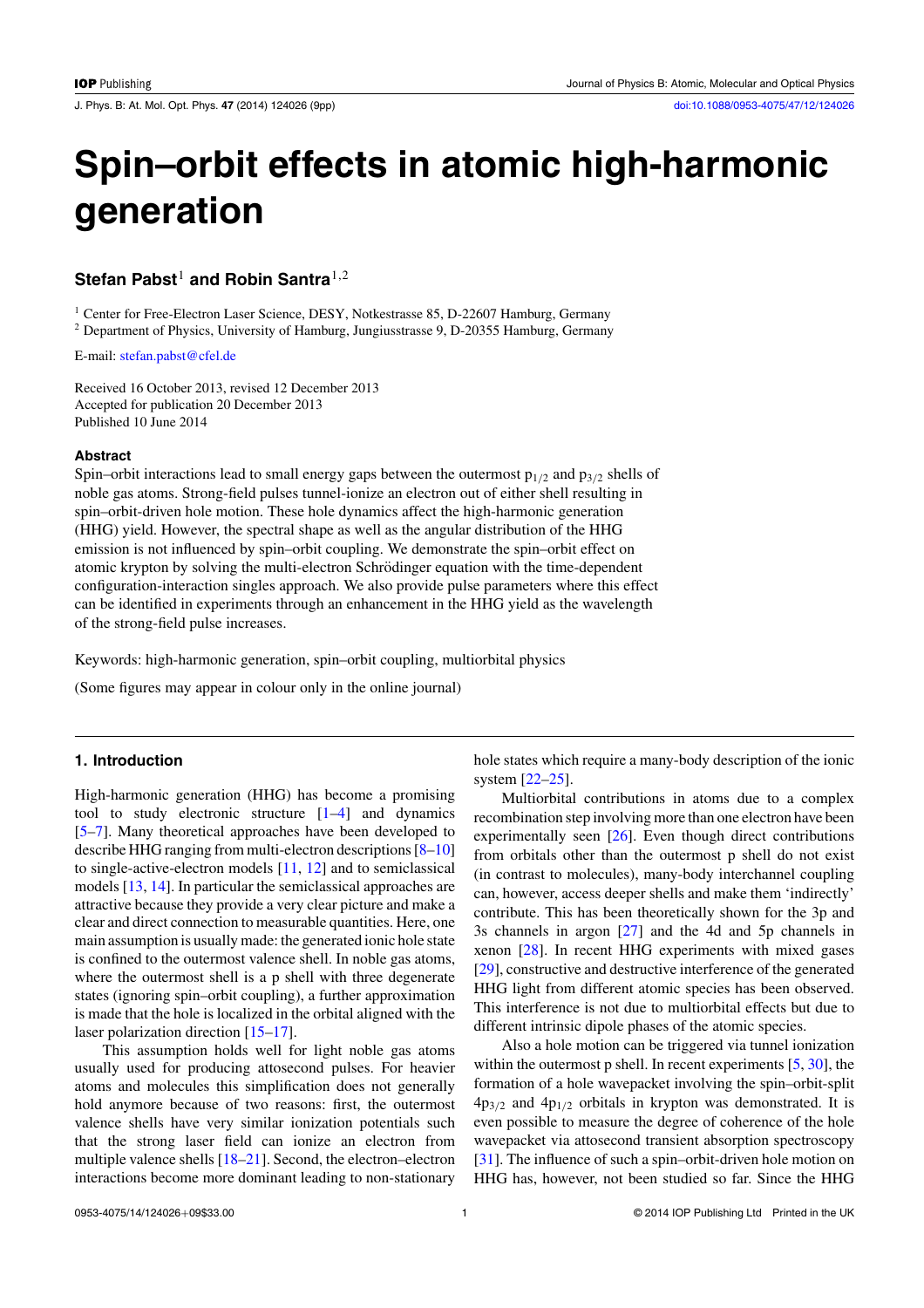# Spin–orbit effects in atomic high-harmonic generation

**Stefan Pabst**[1] **and Robin Santra**[1,2]

[1] Center for Free-Electron Laser Science, DESY, Notkestrasse 85, D-22607 Hamburg, Germany
[2] Department of Physics, University of Hamburg, Jungiusstrasse 9, D-20355 Hamburg, Germany

E-mail: stefan.pabst@cfel.de

Received 16 October 2013, revised 12 December 2013
Accepted for publication 20 December 2013
Published 10 June 2014

### Abstract

Spin–orbit interactions lead to small energy gaps between the outermost $p_{1/2}$ and $p_{3/2}$ shells of noble gas atoms. Strong-field pulses tunnel-ionize an electron out of either shell resulting in spin–orbit-driven hole motion. These hole dynamics affect the high-harmonic generation (HHG) yield. However, the spectral shape as well as the angular distribution of the HHG emission is not influenced by spin–orbit coupling. We demonstrate the spin–orbit effect on atomic krypton by solving the multi-electron Schrödinger equation with the time-dependent configuration-interaction singles approach. We also provide pulse parameters where this effect can be identified in experiments through an enhancement in the HHG yield as the wavelength of the strong-field pulse increases.

Keywords: high-harmonic generation, spin–orbit coupling, multiorbital physics

(Some figures may appear in colour only in the online journal)

## 1. Introduction

High-harmonic generation (HHG) has become a promising tool to study electronic structure [1–4] and dynamics [5–7]. Many theoretical approaches have been developed to describe HHG ranging from multi-electron descriptions [8–10] to single-active-electron models [11, 12] and to semiclassical models [13, 14]. In particular the semiclassical approaches are attractive because they provide a very clear picture and make a clear and direct connection to measurable quantities. Here, one main assumption is usually made: the generated ionic hole state is confined to the outermost valence shell. In noble gas atoms, where the outermost shell is a p shell with three degenerate states (ignoring spin–orbit coupling), a further approximation is made that the hole is localized in the orbital aligned with the laser polarization direction [15–17].

This assumption holds well for light noble gas atoms usually used for producing attosecond pulses. For heavier atoms and molecules this simplification does not generally hold anymore because of two reasons: first, the outermost valence shells have very similar ionization potentials such that the strong laser field can ionize an electron from multiple valence shells [18–21]. Second, the electron–electron interactions become more dominant leading to non-stationary hole states which require a many-body description of the ionic system [22–25].

Multiorbital contributions in atoms due to a complex recombination step involving more than one electron have been experimentally seen [26]. Even though direct contributions from orbitals other than the outermost p shell do not exist (in contrast to molecules), many-body interchannel coupling can, however, access deeper shells and make them 'indirectly' contribute. This has been theoretically shown for the 3p and 3s channels in argon [27] and the 4d and 5p channels in xenon [28]. In recent HHG experiments with mixed gases [29], constructive and destructive interference of the generated HHG light from different atomic species has been observed. This interference is not due to multiorbital effects but due to different intrinsic dipole phases of the atomic species.

Also a hole motion can be triggered via tunnel ionization within the outermost p shell. In recent experiments [5, 30], the formation of a hole wavepacket involving the spin–orbit-split $4p_{3/2}$ and $4p_{1/2}$ orbitals in krypton was demonstrated. It is even possible to measure the degree of coherence of the hole wavepacket via attosecond transient absorption spectroscopy [31]. The influence of such a spin–orbit-driven hole motion on HHG has, however, not been studied so far. Since the HHG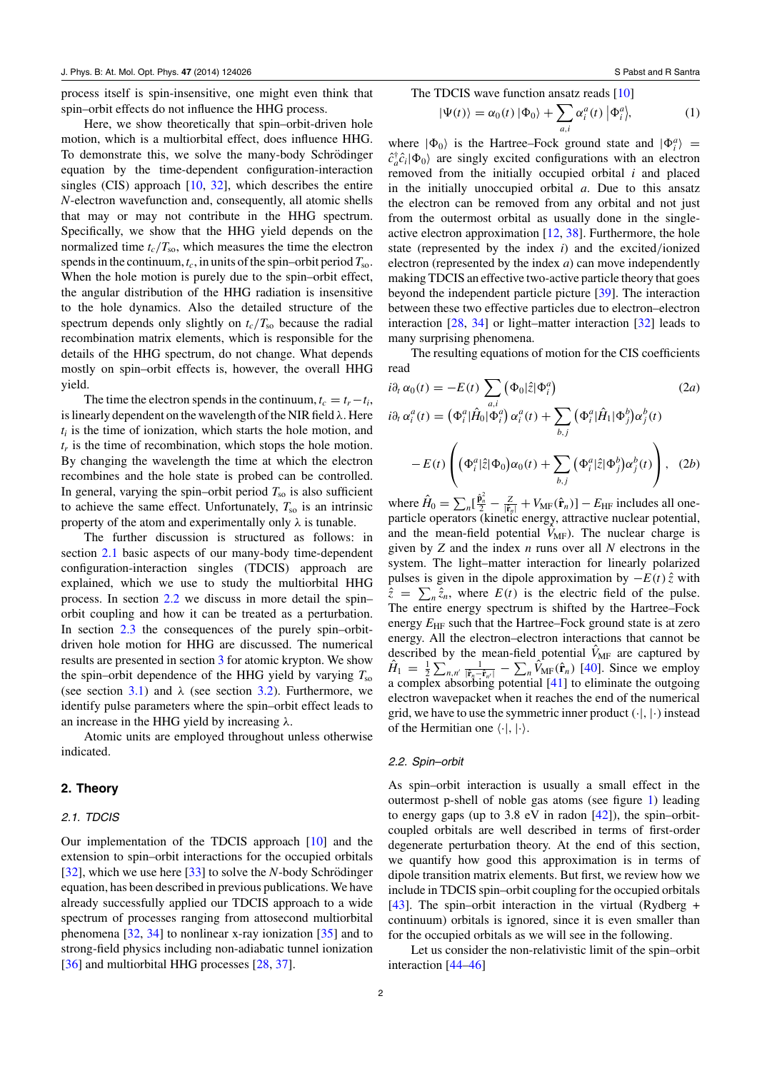process itself is spin-insensitive, one might even think that spin–orbit effects do not influence the HHG process.

Here, we show theoretically that spin–orbit-driven hole motion, which is a multiorbital effect, does influence HHG. To demonstrate this, we solve the many-body Schrödinger equation by the time-dependent configuration-interaction singles (CIS) approach [10, 32], which describes the entire $N$-electron wavefunction and, consequently, all atomic shells that may or may not contribute in the HHG spectrum. Specifically, we show that the HHG yield depends on the normalized time $t_c/T_{\rm so}$, which measures the time the electron spends in the continuum, $t_c$, in units of the spin–orbit period $T_{\rm so}$. When the hole motion is purely due to the spin–orbit effect, the angular distribution of the HHG radiation is insensitive to the hole dynamics. Also the detailed structure of the spectrum depends only slightly on $t_c/T_{\rm so}$ because the radial recombination matrix elements, which is responsible for the details of the HHG spectrum, do not change. What depends mostly on spin–orbit effects is, however, the overall HHG yield.

The time the electron spends in the continuum, $t_c = t_r - t_i$, is linearly dependent on the wavelength of the NIR field $\lambda$. Here $t_i$ is the time of ionization, which starts the hole motion, and $t_r$ is the time of recombination, which stops the hole motion. By changing the wavelength the time at which the electron recombines and the hole state is probed can be controlled. In general, varying the spin–orbit period $T_{\rm so}$ is also sufficient to achieve the same effect. Unfortunately, $T_{\rm so}$ is an intrinsic property of the atom and experimentally only $\lambda$ is tunable.

The further discussion is structured as follows: in section 2.1 basic aspects of our many-body time-dependent configuration-interaction singles (TDCIS) approach are explained, which we use to study the multiorbital HHG process. In section 2.2 we discuss in more detail the spin–orbit coupling and how it can be treated as a perturbation. In section 2.3 the consequences of the purely spin–orbit-driven hole motion for HHG are discussed. The numerical results are presented in section 3 for atomic krypton. We show the spin–orbit dependence of the HHG yield by varying $T_{\rm so}$ (see section 3.1) and $\lambda$ (see section 3.2). Furthermore, we identify pulse parameters where the spin–orbit effect leads to an increase in the HHG yield by increasing $\lambda$.

Atomic units are employed throughout unless otherwise indicated.

## 2. Theory

### 2.1. TDCIS

Our implementation of the TDCIS approach [10] and the extension to spin–orbit interactions for the occupied orbitals [32], which we use here [33] to solve the $N$-body Schrödinger equation, has been described in previous publications. We have already successfully applied our TDCIS approach to a wide spectrum of processes ranging from attosecond multiorbital phenomena [32, 34] to nonlinear x-ray ionization [35] and to strong-field physics including non-adiabatic tunnel ionization [36] and multiorbital HHG processes [28, 37].

The TDCIS wave function ansatz reads [10]

$$|\Psi(t)\rangle = \alpha_0(t)\,|\Phi_0\rangle + \sum_{a,i} \alpha_i^a(t)\,\big|\Phi_i^a\big\rangle, \tag{1}$$

where $|\Phi_0\rangle$ is the Hartree–Fock ground state and $|\Phi_i^a\rangle = \hat{c}_a^\dagger \hat{c}_i |\Phi_0\rangle$ are singly excited configurations with an electron removed from the initially occupied orbital $i$ and placed in the initially unoccupied orbital $a$. Due to this ansatz the electron can be removed from any orbital and not just from the outermost orbital as usually done in the single-active electron approximation [12, 38]. Furthermore, the hole state (represented by the index $i$) and the excited/ionized electron (represented by the index $a$) can move independently making TDCIS an effective two-active particle theory that goes beyond the independent particle picture [39]. The interaction between these two effective particles due to electron–electron interaction [28, 34] or light–matter interaction [32] leads to many surprising phenomena.

The resulting equations of motion for the CIS coefficients read

$$i\partial_t\,\alpha_0(t) = -E(t)\sum_{a,i}\big(\Phi_0|\hat{z}|\Phi_i^a\big) \tag{2a}$$

$$i\partial_t\,\alpha_i^a(t) = \big(\Phi_i^a|\hat{H}_0|\Phi_i^a\big)\,\alpha_i^a(t) + \sum_{b,j}\big(\Phi_i^a|\hat{H}_1|\Phi_j^b\big)\alpha_j^b(t) - E(t)\left(\big(\Phi_i^a|\hat{z}|\Phi_0\big)\alpha_0(t) + \sum_{b,j}\big(\Phi_i^a|\hat{z}|\Phi_j^b\big)\alpha_j^b(t)\right), \tag{2b}$$

where $\hat{H}_0 = \sum_n [\frac{\hat{\mathbf{p}}_n^2}{2} - \frac{Z}{|\hat{\mathbf{r}}_n|} + \hat{V}_{\rm MF}(\hat{\mathbf{r}}_n)] - E_{\rm HF}$ includes all one-particle operators (kinetic energy, attractive nuclear potential, and the mean-field potential $\hat{V}_{\rm MF}$). The nuclear charge is given by $Z$ and the index $n$ runs over all $N$ electrons in the system. The light–matter interaction for linearly polarized pulses is given in the dipole approximation by $-E(t)\,\hat{z}$ with $\hat{z} = \sum_n \hat{z}_n$, where $E(t)$ is the electric field of the pulse. The entire energy spectrum is shifted by the Hartree–Fock energy $E_{\rm HF}$ such that the Hartree–Fock ground state is at zero energy. All the electron–electron interactions that cannot be described by the mean-field potential $\hat{V}_{\rm MF}$ are captured by $\hat{H}_1 = \frac{1}{2}\sum_{n,n'}\frac{1}{|\hat{\mathbf{r}}_n - \hat{\mathbf{r}}_{n'}|} - \sum_n \hat{V}_{\rm MF}(\hat{\mathbf{r}}_n)$ [40]. Since we employ a complex absorbing potential [41] to eliminate the outgoing electron wavepacket when it reaches the end of the numerical grid, we have to use the symmetric inner product $(\cdot|,|\cdot)$ instead of the Hermitian one $\langle\cdot|,|\cdot\rangle$.

### 2.2. Spin–orbit

As spin–orbit interaction is usually a small effect in the outermost p-shell of noble gas atoms (see figure 1) leading to energy gaps (up to 3.8 eV in radon [42]), the spin–orbit-coupled orbitals are well described in terms of first-order degenerate perturbation theory. At the end of this section, we quantify how good this approximation is in terms of dipole transition matrix elements. But first, we review how we include in TDCIS spin–orbit coupling for the occupied orbitals [43]. The spin–orbit interaction in the virtual (Rydberg + continuum) orbitals is ignored, since it is even smaller than for the occupied orbitals as we will see in the following.

Let us consider the non-relativistic limit of the spin–orbit interaction [44–46]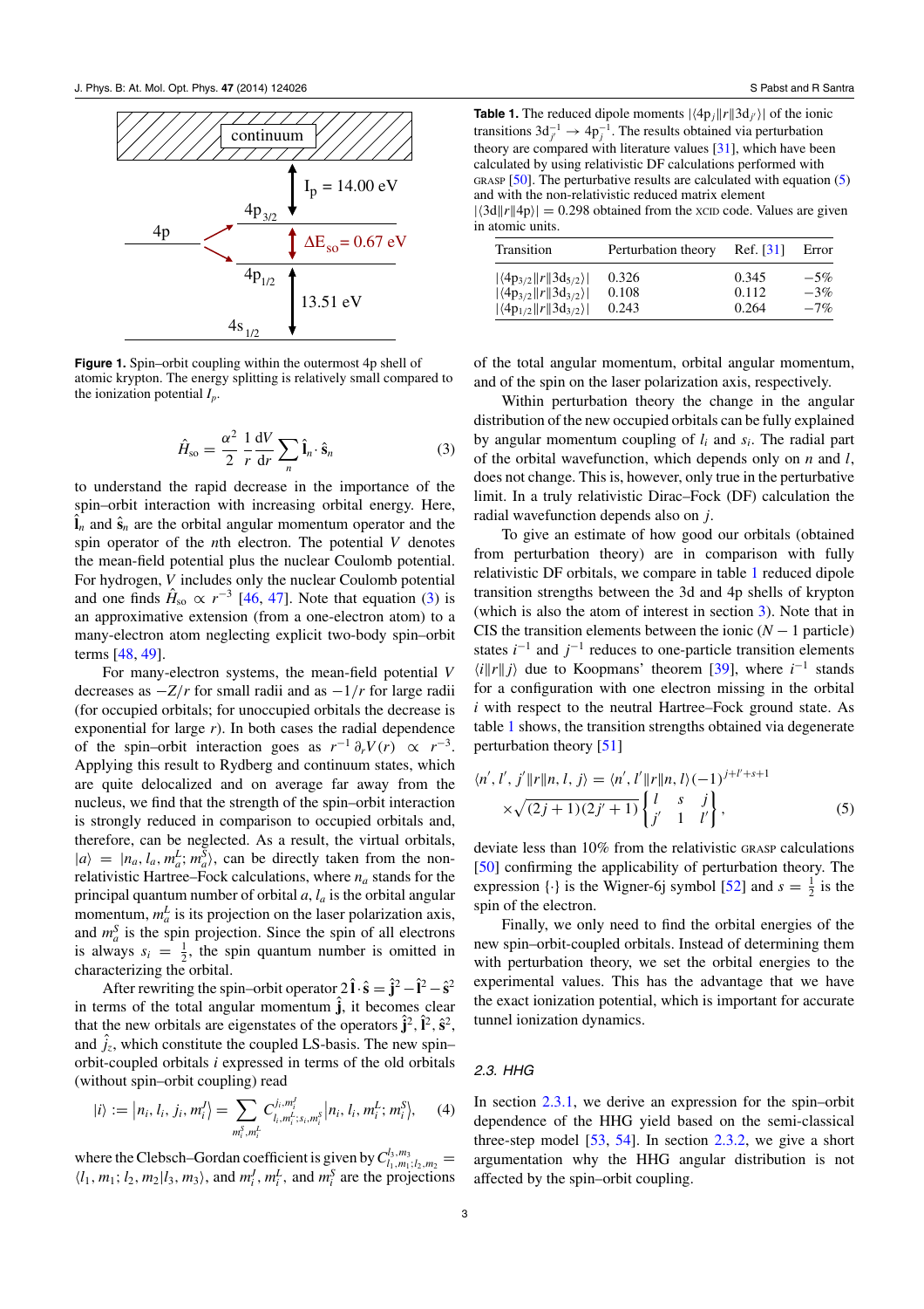Figure 1. Spin–orbit coupling within the outermost 4p shell of atomic krypton. The energy splitting is relatively small compared to the ionization potential $I_p$.

$$\hat{H}_{\mathrm{so}} = \frac{\alpha^2}{2} \frac{1}{r} \frac{\mathrm{d}V}{\mathrm{d}r} \sum_n \hat{\mathbf{l}}_n \cdot \hat{\mathbf{s}}_n \tag{3}$$

to understand the rapid decrease in the importance of the spin–orbit interaction with increasing orbital energy. Here, $\hat{\mathbf{l}}_n$ and $\hat{\mathbf{s}}_n$ are the orbital angular momentum operator and the spin operator of the $n$th electron. The potential $V$ denotes the mean-field potential plus the nuclear Coulomb potential. For hydrogen, $V$ includes only the nuclear Coulomb potential and one finds $\hat{H}_{\mathrm{so}} \propto r^{-3}$ [46, 47]. Note that equation (3) is an approximative extension (from a one-electron atom) to a many-electron atom neglecting explicit two-body spin–orbit terms [48, 49].

For many-electron systems, the mean-field potential $V$ decreases as $-Z/r$ for small radii and as $-1/r$ for large radii (for occupied orbitals; for unoccupied orbitals the decrease is exponential for large $r$). In both cases the radial dependence of the spin–orbit interaction goes as $r^{-1}\, \partial_r V(r) \propto r^{-3}$. Applying this result to Rydberg and continuum states, which are quite delocalized and on average far away from the nucleus, we find that the strength of the spin–orbit interaction is strongly reduced in comparison to occupied orbitals and, therefore, can be neglected. As a result, the virtual orbitals, $|a\rangle = |n_a, l_a, m_a^L; m_a^S\rangle$, can be directly taken from the non-relativistic Hartree–Fock calculations, where $n_a$ stands for the principal quantum number of orbital $a$, $l_a$ is the orbital angular momentum, $m_a^L$ is its projection on the laser polarization axis, and $m_a^S$ is the spin projection. Since the spin of all electrons is always $s_i = \frac{1}{2}$, the spin quantum number is omitted in characterizing the orbital.

After rewriting the spin–orbit operator $2\,\hat{\mathbf{l}} \cdot \hat{\mathbf{s}} = \hat{\mathbf{j}}^2 - \hat{\mathbf{l}}^2 - \hat{\mathbf{s}}^2$ in terms of the total angular momentum $\hat{\mathbf{j}}$, it becomes clear that the new orbitals are eigenstates of the operators $\hat{\mathbf{j}}^2, \hat{\mathbf{l}}^2, \hat{\mathbf{s}}^2$, and $\hat{j}_z$, which constitute the coupled LS-basis. The new spin–orbit-coupled orbitals $i$ expressed in terms of the old orbitals (without spin–orbit coupling) read

$$|i\rangle := \left|n_i, l_i, j_i, m_i^J\right\rangle = \sum_{m_i^S, m_i^L} C^{j_i, m_i^J}_{l_i, m_i^L; s_i, m_i^S} \left|n_i, l_i, m_i^L; m_i^S\right\rangle, \tag{4}$$

where the Clebsch–Gordan coefficient is given by $C^{l_3, m_3}_{l_1, m_1; l_2, m_2} = \langle l_1, m_1; l_2, m_2 | l_3, m_3\rangle$, and $m_i^J$, $m_i^L$, and $m_i^S$ are the projections of the total angular momentum, orbital angular momentum, and of the spin on the laser polarization axis, respectively.

Within perturbation theory the change in the angular distribution of the new occupied orbitals can be fully explained by angular momentum coupling of $l_i$ and $s_i$. The radial part of the orbital wavefunction, which depends only on $n$ and $l$, does not change. This is, however, only true in the perturbative limit. In a truly relativistic Dirac–Fock (DF) calculation the radial wavefunction depends also on $j$.

Table 1. The reduced dipole moments $|\langle 4\mathrm{p}_j \| r \| 3\mathrm{d}_{j'}\rangle|$ of the ionic transitions $3\mathrm{d}_{j'}^{-1} \to 4\mathrm{p}_j^{-1}$. The results obtained via perturbation theory are compared with literature values [31], which have been calculated by using relativistic DF calculations performed with GRASP [50]. The perturbative results are calculated with equation (5) and with the non-relativistic reduced matrix element $|\langle 3\mathrm{d}\|r\|4\mathrm{p}\rangle| = 0.298$ obtained from the XCID code. Values are given in atomic units.

| Transition | Perturbation theory | Ref. [31] | Error |
|---|---|---|---|
| $\lvert\langle 4\mathrm{p}_{3/2}\|r\|3\mathrm{d}_{5/2}\rangle\rvert$ | 0.326 | 0.345 | −5% |
| $\lvert\langle 4\mathrm{p}_{3/2}\|r\|3\mathrm{d}_{3/2}\rangle\rvert$ | 0.108 | 0.112 | −3% |
| $\lvert\langle 4\mathrm{p}_{1/2}\|r\|3\mathrm{d}_{3/2}\rangle\rvert$ | 0.243 | 0.264 | −7% |

To give an estimate of how good our orbitals (obtained from perturbation theory) are in comparison with fully relativistic DF orbitals, we compare in table 1 reduced dipole transition strengths between the 3d and 4p shells of krypton (which is also the atom of interest in section 3). Note that in CIS the transition elements between the ionic ($N-1$ particle) states $i^{-1}$ and $j^{-1}$ reduces to one-particle transition elements $\langle i\|r\|j\rangle$ due to Koopmans' theorem [39], where $i^{-1}$ stands for a configuration with one electron missing in the orbital $i$ with respect to the neutral Hartree–Fock ground state. As table 1 shows, the transition strengths obtained via degenerate perturbation theory [51]

$$\begin{aligned}\langle n', l', j' \| r \| n, l, j\rangle &= \langle n', l' \| r \| n, l\rangle (-1)^{j+l'+s+1} \\ &\times \sqrt{(2j+1)(2j'+1)} \begin{Bmatrix} l & s & j \\ j' & 1 & l' \end{Bmatrix},\end{aligned} \tag{5}$$

deviate less than 10% from the relativistic GRASP calculations [50] confirming the applicability of perturbation theory. The expression $\{\cdot\}$ is the Wigner-6j symbol [52] and $s = \frac{1}{2}$ is the spin of the electron.

Finally, we only need to find the orbital energies of the new spin–orbit-coupled orbitals. Instead of determining them with perturbation theory, we set the orbital energies to the experimental values. This has the advantage that we have the exact ionization potential, which is important for accurate tunnel ionization dynamics.

### 2.3. HHG

In section 2.3.1, we derive an expression for the spin–orbit dependence of the HHG yield based on the semi-classical three-step model [53, 54]. In section 2.3.2, we give a short argumentation why the HHG angular distribution is not affected by the spin–orbit coupling.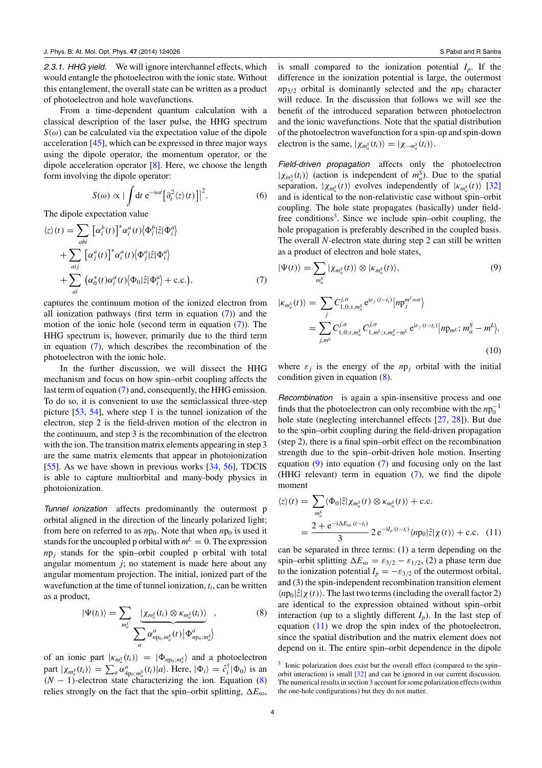*2.3.1. HHG yield.* We will ignore interchannel effects, which would entangle the photoelectron with the ionic state. Without this entanglement, the overall state can be written as a product of photoelectron and hole wavefunctions.

From a time-dependent quantum calculation with a classical description of the laser pulse, the HHG spectrum $S(\omega)$ can be calculated via the expectation value of the dipole acceleration [45], which can be expressed in three major ways using the dipole operator, the momentum operator, or the dipole acceleration operator [8]. Here, we choose the length form involving the dipole operator:

$$S(\omega) \propto \left| \int \mathrm{d}t \; \mathrm{e}^{-\mathrm{i}\omega t} \left[ \partial_t^2 \langle z \rangle (t) \right] \right|^2. \tag{6}$$

The dipole expectation value

$$\begin{aligned} \langle z \rangle (t) = & \sum_{abi} \left[ \alpha_i^b(t) \right]^* \alpha_i^a(t) \langle \Phi_i^b | \hat{z} | \Phi_i^a \rangle \\ & + \sum_{aij} \left[ \alpha_j^a(t) \right]^* \alpha_i^a(t) \langle \Phi_j^a | \hat{z} | \Phi_i^a \rangle \\ & + \sum_{ai} \left( \alpha_0^*(t) \alpha_i^a(t) \langle \Phi_0 | \hat{z} | \Phi_i^a \rangle + \text{c.c.} \right), \end{aligned} \tag{7}$$

captures the continuum motion of the ionized electron from all ionization pathways (first term in equation (7)) and the motion of the ionic hole (second term in equation (7)). The HHG spectrum is, however, primarily due to the third term in equation (7), which describes the recombination of the photoelectron with the ionic hole.

In the further discussion, we will dissect the HHG mechanism and focus on how spin–orbit coupling affects the last term of equation (7) and, consequently, the HHG emission. To do so, it is convenient to use the semiclassical three-step picture [53, 54], where step 1 is the tunnel ionization of the electron, step 2 is the field-driven motion of the electron in the continuum, and step 3 is the recombination of the electron with the ion. The transition matrix elements appearing in step 3 are the same matrix elements that appear in photoionization [55]. As we have shown in previous works [34, 56], TDCIS is able to capture multiorbital and many-body physics in photoionization.

*Tunnel ionization* affects predominantly the outermost p orbital aligned in the direction of the linearly polarized light; from here on referred to as $n\mathrm{p}_0$. Note that when $n\mathrm{p}_0$ is used it stands for the uncoupled p orbital with $m^L = 0$. The expression $n\mathrm{p}_j$ stands for the spin–orbit coupled p orbital with total angular momentum $j$; no statement is made here about any angular momentum projection. The initial, ionized part of the wavefunction at the time of tunnel ionization, $t_i$, can be written as a product,

$$|\Psi(t_i)\rangle = \sum_{m_a^S} \underbrace{|\chi_{m_a^S}(t_i) \otimes \kappa_{m_a^S}(t_i)\rangle}_{\sum_a \alpha^a_{n\mathrm{p}_0, m_a^S}(t) \left| \Phi^a_{n\mathrm{p}_0; m_a^S} \right\rangle}, \tag{8}$$

of an ionic part $|\kappa_{m_a^S}(t_i)\rangle = |\Phi_{n\mathrm{p}_0; m_a^S}\rangle$ and a photoelectron part $|\chi_{m_a^S}(t_i)\rangle = \sum_a \alpha^a_{4\mathrm{p}_0; m_a^S}(t_i) |a\rangle$. Here, $|\Phi_i\rangle = \hat{c}_i^\dagger |\Phi_0\rangle$ is an $(N-1)$-electron state characterizing the ion. Equation (8) relies strongly on the fact that the spin–orbit splitting, $\Delta E_{\text{so}}$, is small compared to the ionization potential $I_p$. If the difference in the ionization potential is large, the outermost $n\mathrm{p}_{3/2}$ orbital is dominantly selected and the $n\mathrm{p}_0$ character will reduce. In the discussion that follows we will see the benefit of the introduced separation between photoelectron and the ionic wavefunctions. Note that the spatial distribution of the photoelectron wavefunction for a spin-up and spin-down electron is the same, $|\chi_{m_a^S}(t_i)\rangle = |\chi_{-m_a^S}(t_i)\rangle$.

*Field-driven propagation* affects only the photoelectron $|\chi_{m_a^S}(t_i)\rangle$ (action is independent of $m_a^S$). Due to the spatial separation, $|\chi_{m_a^S}(t)\rangle$ evolves independently of $|\kappa_{m_a^S}(t)\rangle$ [32] and is identical to the non-relativistic case without spin–orbit coupling. The hole state propagates (basically) under field-free conditions[3]. Since we include spin–orbit coupling, the hole propagation is preferably described in the coupled basis. The overall $N$-electron state during step 2 can still be written as a product of electron and hole states,

$$|\Psi(t)\rangle = \sum_{m_a^S} |\chi_{m_a^S}(t)\rangle \otimes |\kappa_{m_a^S}(t)\rangle, \tag{9}$$

$$\begin{aligned} |\kappa_{m_a^S}(t)\rangle &= \sum_j C^{j,\sigma}_{1,0;s,m_a^S} \, \mathrm{e}^{\mathrm{i}\varepsilon_j (t - t_i)} \left| n\mathrm{p}_j^{m^J = \sigma} \right\rangle \\ &= \sum_{j, m^L} C^{j,\sigma}_{1,0;s,m_a^S} \, C^{j,\sigma}_{1,m^L;s,m_a^S - m^L} \, \mathrm{e}^{\mathrm{i}\varepsilon_j (t - t_i)} \left| n\mathrm{p}_{m^L}; m_a^S - m^L \right\rangle, \end{aligned} \tag{10}$$

where $\varepsilon_j$ is the energy of the $n\mathrm{p}_j$ orbital with the initial condition given in equation (8).

*Recombination* is again a spin-insensitive process and one finds that the photoelectron can only recombine with the $n\mathrm{p}_0^{-1}$ hole state (neglecting interchannel effects [27, 28]). But due to the spin–orbit coupling during the field-driven propagation (step 2), there is a final spin–orbit effect on the recombination strength due to the spin–orbit-driven hole motion. Inserting equation (9) into equation (7) and focusing only on the last (HHG relevant) term in equation (7), we find the dipole moment

$$\begin{aligned} \langle z \rangle (t) &= \sum_{m_a^S} \langle \Phi_0 | \hat{z} | \chi_{m_a^S}(t) \otimes \kappa_{m_a^S}(t) \rangle + \text{c.c.} \\ &= \frac{2 + \mathrm{e}^{-\mathrm{i}\Delta E_{\text{so}} (t - t_i)}}{3} \, 2 \, \mathrm{e}^{-\mathrm{i}I_p (t - t_i)} \langle n\mathrm{p}_0 | \hat{z} | \chi(t) \rangle + \text{c.c.} \end{aligned} \tag{11}$$

can be separated in three terms: (1) a term depending on the spin–orbit splitting $\Delta E_{\text{so}} = \varepsilon_{3/2} - \varepsilon_{1/2}$, (2) a phase term due to the ionization potential $I_p = -\varepsilon_{3/2}$ of the outermost orbital, and (3) the spin-independent recombination transition element $\langle n\mathrm{p}_0 | \hat{z} | \chi(t) \rangle$. The last two terms (including the overall factor 2) are identical to the expression obtained without spin–orbit interaction (up to a slightly different $I_p$). In the last step of equation (11) we drop the spin index of the photoelectron, since the spatial distribution and the matrix element does not depend on it. The entire spin–orbit dependence in the dipole

[3] Ionic polarization does exist but the overall effect (compared to the spin–orbit interaction) is small [32] and can be ignored in our current discussion. The numerical results in section 3 account for some polarization effects (within the one-hole configurations) but they do not matter.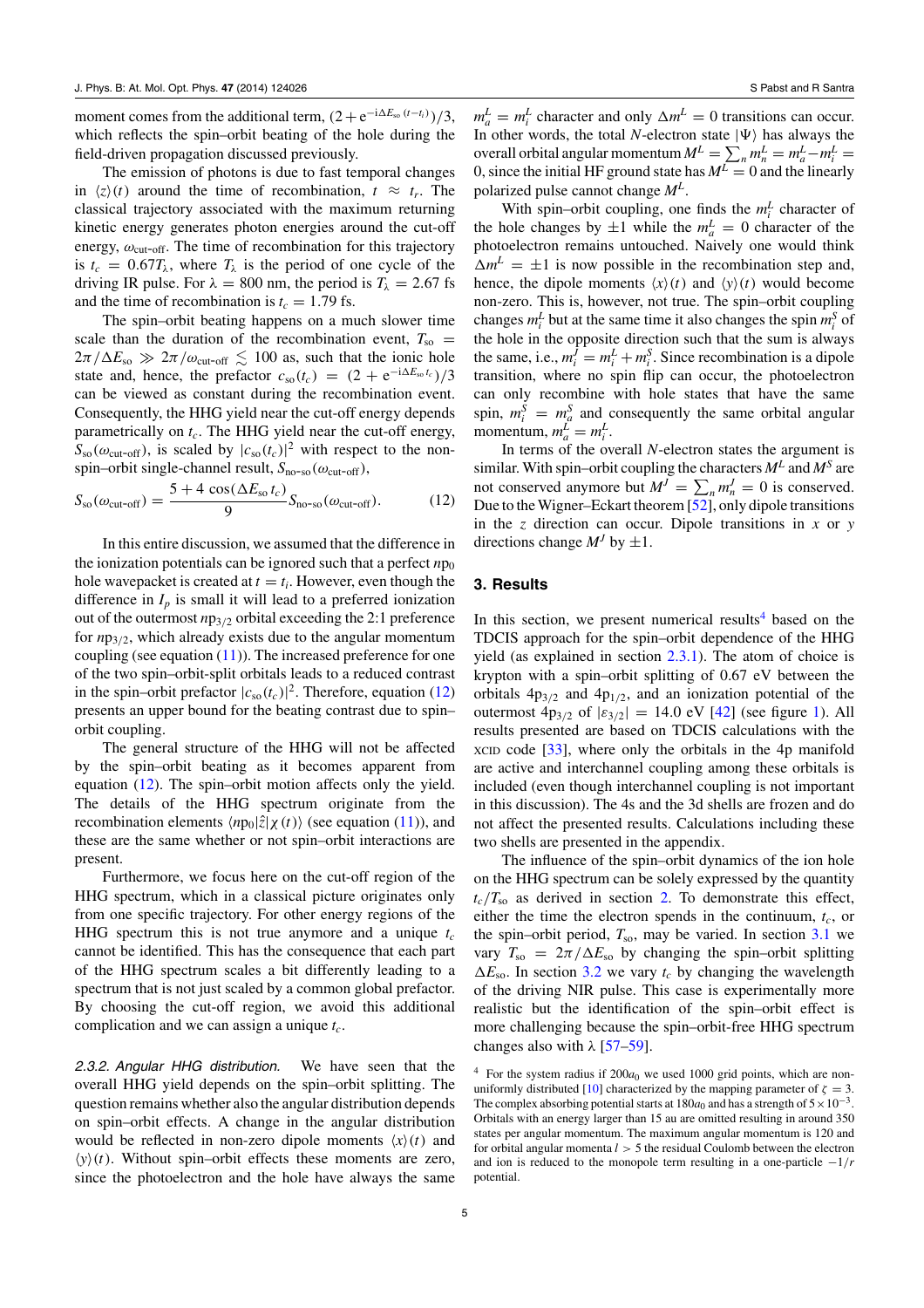moment comes from the additional term, $(2+e^{-i\Delta E_{so}(t-t_i)})/3$, which reflects the spin–orbit beating of the hole during the field-driven propagation discussed previously.

The emission of photons is due to fast temporal changes in $\langle z\rangle(t)$ around the time of recombination, $t \approx t_r$. The classical trajectory associated with the maximum returning kinetic energy generates photon energies around the cut-off energy, $\omega_{\text{cut-off}}$. The time of recombination for this trajectory is $t_c = 0.67T_\lambda$, where $T_\lambda$ is the period of one cycle of the driving IR pulse. For $\lambda = 800$ nm, the period is $T_\lambda = 2.67$ fs and the time of recombination is $t_c = 1.79$ fs.

The spin–orbit beating happens on a much slower time scale than the duration of the recombination event, $T_{so} = 2\pi/\Delta E_{so} \gg 2\pi/\omega_{\text{cut-off}} \lesssim 100$ as, such that the ionic hole state and, hence, the prefactor $c_{so}(t_c) = (2+e^{-i\Delta E_{so}t_c})/3$ can be viewed as constant during the recombination event. Consequently, the HHG yield near the cut-off energy depends parametrically on $t_c$. The HHG yield near the cut-off energy, $S_{so}(\omega_{\text{cut-off}})$, is scaled by $|c_{so}(t_c)|^2$ with respect to the non-spin–orbit single-channel result, $S_{\text{no-so}}(\omega_{\text{cut-off}})$,

$$S_{so}(\omega_{\text{cut-off}}) = \frac{5+4\cos(\Delta E_{so}\,t_c)}{9}S_{\text{no-so}}(\omega_{\text{cut-off}}). \tag{12}$$

In this entire discussion, we assumed that the difference in the ionization potentials can be ignored such that a perfect $np_0$ hole wavepacket is created at $t = t_i$. However, even though the difference in $I_p$ is small it will lead to a preferred ionization out of the outermost $np_{3/2}$ orbital exceeding the 2:1 preference for $np_{3/2}$, which already exists due to the angular momentum coupling (see equation (11)). The increased preference for one of the two spin–orbit-split orbitals leads to a reduced contrast in the spin–orbit prefactor $|c_{so}(t_c)|^2$. Therefore, equation (12) presents an upper bound for the beating contrast due to spin–orbit coupling.

The general structure of the HHG will not be affected by the spin–orbit beating as it becomes apparent from equation (12). The spin–orbit motion affects only the yield. The details of the HHG spectrum originate from the recombination elements $\langle np_0|\hat{z}|\chi(t)\rangle$ (see equation (11)), and these are the same whether or not spin–orbit interactions are present.

Furthermore, we focus here on the cut-off region of the HHG spectrum, which in a classical picture originates only from one specific trajectory. For other energy regions of the HHG spectrum this is not true anymore and a unique $t_c$ cannot be identified. This has the consequence that each part of the HHG spectrum scales a bit differently leading to a spectrum that is not just scaled by a common global prefactor. By choosing the cut-off region, we avoid this additional complication and we can assign a unique $t_c$.

*2.3.2. Angular HHG distribution.* We have seen that the overall HHG yield depends on the spin–orbit splitting. The question remains whether also the angular distribution depends on spin–orbit effects. A change in the angular distribution would be reflected in non-zero dipole moments $\langle x\rangle(t)$ and $\langle y\rangle(t)$. Without spin–orbit effects these moments are zero, since the photoelectron and the hole have always the same $m_a^L = m_i^L$ character and only $\Delta m^L = 0$ transitions can occur. In other words, the total $N$-electron state $|\Psi\rangle$ has always the overall orbital angular momentum $M^L = \sum_n m_n^L = m_a^L - m_i^L = 0$, since the initial HF ground state has $M^L = 0$ and the linearly polarized pulse cannot change $M^L$.

With spin–orbit coupling, one finds the $m_i^L$ character of the hole changes by $\pm 1$ while the $m_a^L = 0$ character of the photoelectron remains untouched. Naively one would think $\Delta m^L = \pm 1$ is now possible in the recombination step and, hence, the dipole moments $\langle x\rangle(t)$ and $\langle y\rangle(t)$ would become non-zero. This is, however, not true. The spin–orbit coupling changes $m_i^L$ but at the same time it also changes the spin $m_i^S$ of the hole in the opposite direction such that the sum is always the same, i.e., $m_i^J = m_i^L + m_i^S$. Since recombination is a dipole transition, where no spin flip can occur, the photoelectron can only recombine with hole states that have the same spin, $m_i^S = m_a^S$ and consequently the same orbital angular momentum, $m_a^L = m_i^L$.

In terms of the overall $N$-electron states the argument is similar. With spin–orbit coupling the characters $M^L$ and $M^S$ are not conserved anymore but $M^J = \sum_n m_n^J = 0$ is conserved. Due to the Wigner–Eckart theorem [52], only dipole transitions in the $z$ direction can occur. Dipole transitions in $x$ or $y$ directions change $M^J$ by $\pm 1$.

## 3. Results

In this section, we present numerical results[4] based on the TDCIS approach for the spin–orbit dependence of the HHG yield (as explained in section 2.3.1). The atom of choice is krypton with a spin–orbit splitting of 0.67 eV between the orbitals $4p_{3/2}$ and $4p_{1/2}$, and an ionization potential of the outermost $4p_{3/2}$ of $|\varepsilon_{3/2}| = 14.0$ eV [42] (see figure 1). All results presented are based on TDCIS calculations with the XCID code [33], where only the orbitals in the 4p manifold are active and interchannel coupling among these orbitals is included (even though interchannel coupling is not important in this discussion). The 4s and the 3d shells are frozen and do not affect the presented results. Calculations including these two shells are presented in the appendix.

The influence of the spin–orbit dynamics of the ion hole on the HHG spectrum can be solely expressed by the quantity $t_c/T_{so}$ as derived in section 2. To demonstrate this effect, either the time the electron spends in the continuum, $t_c$, or the spin–orbit period, $T_{so}$, may be varied. In section 3.1 we vary $T_{so} = 2\pi/\Delta E_{so}$ by changing the spin–orbit splitting $\Delta E_{so}$. In section 3.2 we vary $t_c$ by changing the wavelength of the driving NIR pulse. This case is experimentally more realistic but the identification of the spin–orbit effect is more challenging because the spin–orbit-free HHG spectrum changes also with $\lambda$ [57–59].

[4] For the system radius if $200a_0$ we used 1000 grid points, which are non-uniformly distributed [10] characterized by the mapping parameter of $\zeta = 3$. The complex absorbing potential starts at $180a_0$ and has a strength of $5\times10^{-3}$. Orbitals with an energy larger than 15 au are omitted resulting in around 350 states per angular momentum. The maximum angular momentum is 120 and for orbital angular momenta $l > 5$ the residual Coulomb between the electron and ion is reduced to the monopole term resulting in a one-particle $-1/r$ potential.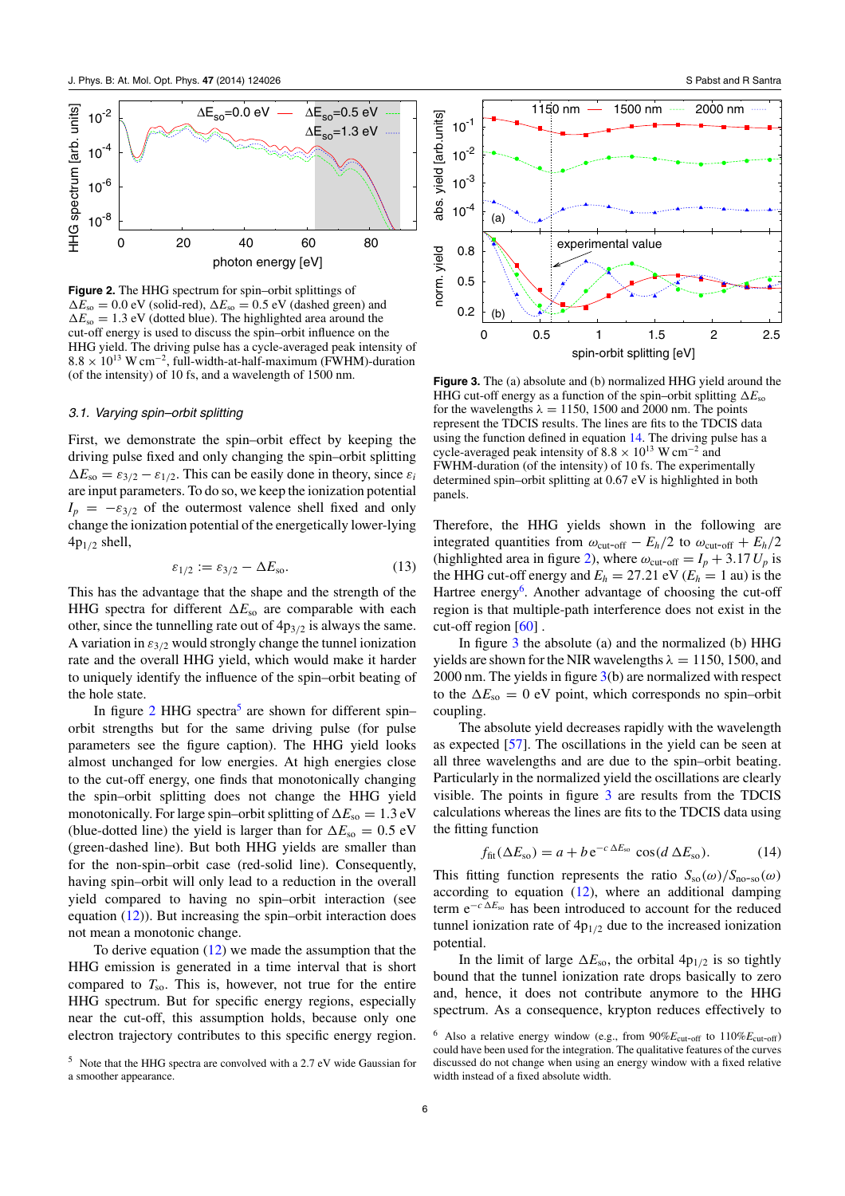**Figure 2.** The HHG spectrum for spin–orbit splittings of $\Delta E_{so} = 0.0$ eV (solid-red), $\Delta E_{so} = 0.5$ eV (dashed green) and $\Delta E_{so} = 1.3$ eV (dotted blue). The highlighted area around the cut-off energy is used to discuss the spin–orbit influence on the HHG yield. The driving pulse has a cycle-averaged peak intensity of $8.8 \times 10^{13}$ W cm$^{-2}$, full-width-at-half-maximum (FWHM)-duration (of the intensity) of 10 fs, and a wavelength of 1500 nm.

### 3.1. Varying spin–orbit splitting

First, we demonstrate the spin–orbit effect by keeping the driving pulse fixed and only changing the spin–orbit splitting $\Delta E_{so} = \varepsilon_{3/2} - \varepsilon_{1/2}$. This can be easily done in theory, since $\varepsilon_i$ are input parameters. To do so, we keep the ionization potential $I_p = -\varepsilon_{3/2}$ of the outermost valence shell fixed and only change the ionization potential of the energetically lower-lying $4p_{1/2}$ shell,

$$\varepsilon_{1/2} := \varepsilon_{3/2} - \Delta E_{so}. \tag{13}$$

This has the advantage that the shape and the strength of the HHG spectra for different $\Delta E_{so}$ are comparable with each other, since the tunnelling rate out of $4p_{3/2}$ is always the same. A variation in $\varepsilon_{3/2}$ would strongly change the tunnel ionization rate and the overall HHG yield, which would make it harder to uniquely identify the influence of the spin–orbit beating of the hole state.

In figure 2 HHG spectra[5] are shown for different spin–orbit strengths but for the same driving pulse (for pulse parameters see the figure caption). The HHG yield looks almost unchanged for low energies. At high energies close to the cut-off energy, one finds that monotonically changing the spin–orbit splitting does not change the HHG yield monotonically. For large spin–orbit splitting of $\Delta E_{so} = 1.3$ eV (blue-dotted line) the yield is larger than for $\Delta E_{so} = 0.5$ eV (green-dashed line). But both HHG yields are smaller than for the non-spin–orbit case (red-solid line). Consequently, having spin–orbit will only lead to a reduction in the overall yield compared to having no spin–orbit interaction (see equation (12)). But increasing the spin–orbit interaction does not mean a monotonic change.

To derive equation (12) we made the assumption that the HHG emission is generated in a time interval that is short compared to $T_{so}$. This is, however, not true for the entire HHG spectrum. But for specific energy regions, especially near the cut-off, this assumption holds, because only one electron trajectory contributes to this specific energy region.

[5] Note that the HHG spectra are convolved with a 2.7 eV wide Gaussian for a smoother appearance.

**Figure 3.** The (a) absolute and (b) normalized HHG yield around the HHG cut-off energy as a function of the spin–orbit splitting $\Delta E_{so}$ for the wavelengths $\lambda = 1150$, 1500 and 2000 nm. The points represent the TDCIS results. The lines are fits to the TDCIS data using the function defined in equation 14. The driving pulse has a cycle-averaged peak intensity of $8.8 \times 10^{13}$ W cm$^{-2}$ and FWHM-duration (of the intensity) of 10 fs. The experimentally determined spin–orbit splitting at 0.67 eV is highlighted in both panels.

Therefore, the HHG yields shown in the following are integrated quantities from $\omega_{\text{cut-off}} - E_h/2$ to $\omega_{\text{cut-off}} + E_h/2$ (highlighted area in figure 2), where $\omega_{\text{cut-off}} = I_p + 3.17\,U_p$ is the HHG cut-off energy and $E_h = 27.21$ eV ($E_h = 1$ au) is the Hartree energy[6]. Another advantage of choosing the cut-off region is that multiple-path interference does not exist in the cut-off region [60] .

In figure 3 the absolute (a) and the normalized (b) HHG yields are shown for the NIR wavelengths $\lambda = 1150$, 1500, and 2000 nm. The yields in figure 3(b) are normalized with respect to the $\Delta E_{so} = 0$ eV point, which corresponds no spin–orbit coupling.

The absolute yield decreases rapidly with the wavelength as expected [57]. The oscillations in the yield can be seen at all three wavelengths and are due to the spin–orbit beating. Particularly in the normalized yield the oscillations are clearly visible. The points in figure 3 are results from the TDCIS calculations whereas the lines are fits to the TDCIS data using the fitting function

$$f_{\text{fit}}(\Delta E_{so}) = a + b\, e^{-c\,\Delta E_{so}} \cos(d\,\Delta E_{so}). \tag{14}$$

This fitting function represents the ratio $S_{so}(\omega)/S_{\text{no-so}}(\omega)$ according to equation (12), where an additional damping term $e^{-c\,\Delta E_{so}}$ has been introduced to account for the reduced tunnel ionization rate of $4p_{1/2}$ due to the increased ionization potential.

In the limit of large $\Delta E_{so}$, the orbital $4p_{1/2}$ is so tightly bound that the tunnel ionization rate drops basically to zero and, hence, it does not contribute anymore to the HHG spectrum. As a consequence, krypton reduces effectively to

[6] Also a relative energy window (e.g., from $90\% E_{\text{cut-off}}$ to $110\% E_{\text{cut-off}}$) could have been used for the integration. The qualitative features of the curves discussed do not change when using an energy window with a fixed relative width instead of a fixed absolute width.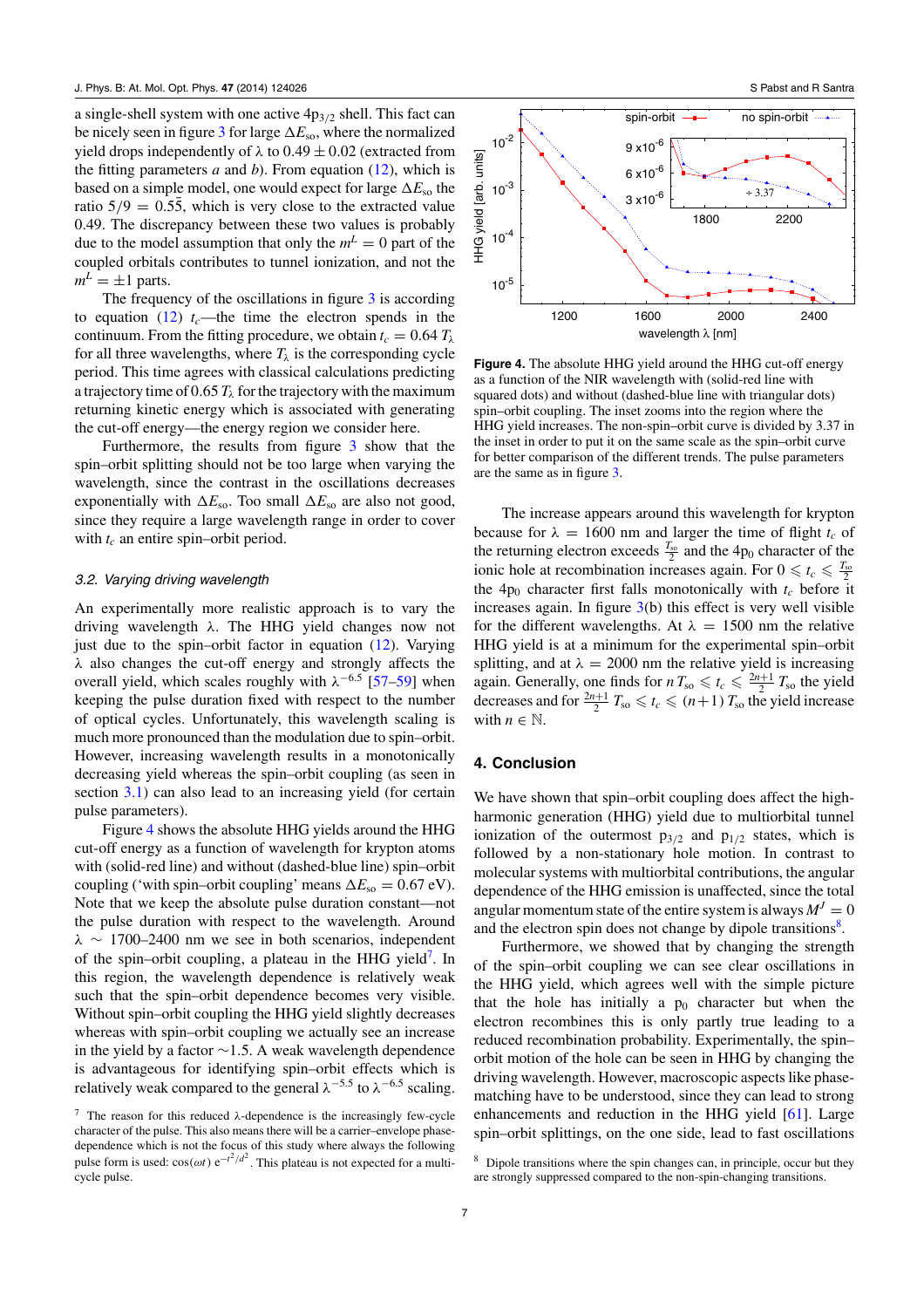a single-shell system with one active $4p_{3/2}$ shell. This fact can be nicely seen in figure 3 for large $\Delta E_{so}$, where the normalized yield drops independently of $\lambda$ to $0.49 \pm 0.02$ (extracted from the fitting parameters $a$ and $b$). From equation (12), which is based on a simple model, one would expect for large $\Delta E_{so}$ the ratio $5/9 = 0.5\bar{5}$, which is very close to the extracted value 0.49. The discrepancy between these two values is probably due to the model assumption that only the $m^L = 0$ part of the coupled orbitals contributes to tunnel ionization, and not the $m^L = \pm 1$ parts.

The frequency of the oscillations in figure 3 is according to equation (12) $t_c$—the time the electron spends in the continuum. From the fitting procedure, we obtain $t_c = 0.64\, T_\lambda$ for all three wavelengths, where $T_\lambda$ is the corresponding cycle period. This time agrees with classical calculations predicting a trajectory time of $0.65\, T_\lambda$ for the trajectory with the maximum returning kinetic energy which is associated with generating the cut-off energy—the energy region we consider here.

Furthermore, the results from figure 3 show that the spin–orbit splitting should not be too large when varying the wavelength, since the contrast in the oscillations decreases exponentially with $\Delta E_{so}$. Too small $\Delta E_{so}$ are also not good, since they require a large wavelength range in order to cover with $t_c$ an entire spin–orbit period.

### 3.2. Varying driving wavelength

An experimentally more realistic approach is to vary the driving wavelength $\lambda$. The HHG yield changes now not just due to the spin–orbit factor in equation (12). Varying $\lambda$ also changes the cut-off energy and strongly affects the overall yield, which scales roughly with $\lambda^{-6.5}$ [57–59] when keeping the pulse duration fixed with respect to the number of optical cycles. Unfortunately, this wavelength scaling is much more pronounced than the modulation due to spin–orbit. However, increasing wavelength results in a monotonically decreasing yield whereas the spin–orbit coupling (as seen in section 3.1) can also lead to an increasing yield (for certain pulse parameters).

Figure 4 shows the absolute HHG yields around the HHG cut-off energy as a function of wavelength for krypton atoms with (solid-red line) and without (dashed-blue line) spin–orbit coupling ('with spin–orbit coupling' means $\Delta E_{so} = 0.67$ eV). Note that we keep the absolute pulse duration constant—not the pulse duration with respect to the wavelength. Around $\lambda \sim 1700$–$2400$ nm we see in both scenarios, independent of the spin–orbit coupling, a plateau in the HHG yield[7]. In this region, the wavelength dependence is relatively weak such that the spin–orbit dependence becomes very visible. Without spin–orbit coupling the HHG yield slightly decreases whereas with spin–orbit coupling we actually see an increase in the yield by a factor $\sim 1.5$. A weak wavelength dependence is advantageous for identifying spin–orbit effects which is relatively weak compared to the general $\lambda^{-5.5}$ to $\lambda^{-6.5}$ scaling.

[7] The reason for this reduced $\lambda$-dependence is the increasingly few-cycle character of the pulse. This also means there will be a carrier–envelope phase-dependence which is not the focus of this study where always the following pulse form is used: $\cos(\omega t)\, e^{-t^2/d^2}$. This plateau is not expected for a multi-cycle pulse.

**Figure 4.** The absolute HHG yield around the HHG cut-off energy as a function of the NIR wavelength with (solid-red line with squared dots) and without (dashed-blue line with triangular dots) spin–orbit coupling. The inset zooms into the region where the HHG yield increases. The non-spin–orbit curve is divided by 3.37 in the inset in order to put it on the same scale as the spin–orbit curve for better comparison of the different trends. The pulse parameters are the same as in figure 3.

The increase appears around this wavelength for krypton because for $\lambda = 1600$ nm and larger the time of flight $t_c$ of the returning electron exceeds $\frac{T_{so}}{2}$ and the $4p_0$ character of the ionic hole at recombination increases again. For $0 \leqslant t_c \leqslant \frac{T_{so}}{2}$ the $4p_0$ character first falls monotonically with $t_c$ before it increases again. In figure 3(b) this effect is very well visible for the different wavelengths. At $\lambda = 1500$ nm the relative HHG yield is at a minimum for the experimental spin–orbit splitting, and at $\lambda = 2000$ nm the relative yield is increasing again. Generally, one finds for $n\, T_{so} \leqslant t_c \leqslant \frac{2n+1}{2}\, T_{so}$ the yield decreases and for $\frac{2n+1}{2}\, T_{so} \leqslant t_c \leqslant (n+1)\, T_{so}$ the yield increase with $n \in \mathbb{N}$.

## 4. Conclusion

We have shown that spin–orbit coupling does affect the high-harmonic generation (HHG) yield due to multiorbital tunnel ionization of the outermost $p_{3/2}$ and $p_{1/2}$ states, which is followed by a non-stationary hole motion. In contrast to molecular systems with multiorbital contributions, the angular dependence of the HHG emission is unaffected, since the total angular momentum state of the entire system is always $M^J = 0$ and the electron spin does not change by dipole transitions[8].

Furthermore, we showed that by changing the strength of the spin–orbit coupling we can see clear oscillations in the HHG yield, which agrees well with the simple picture that the hole has initially a $p_0$ character but when the electron recombines this is only partly true leading to a reduced recombination probability. Experimentally, the spin–orbit motion of the hole can be seen in HHG by changing the driving wavelength. However, macroscopic aspects like phase-matching have to be understood, since they can lead to strong enhancements and reduction in the HHG yield [61]. Large spin–orbit splittings, on the one side, lead to fast oscillations

[8] Dipole transitions where the spin changes can, in principle, occur but they are strongly suppressed compared to the non-spin-changing transitions.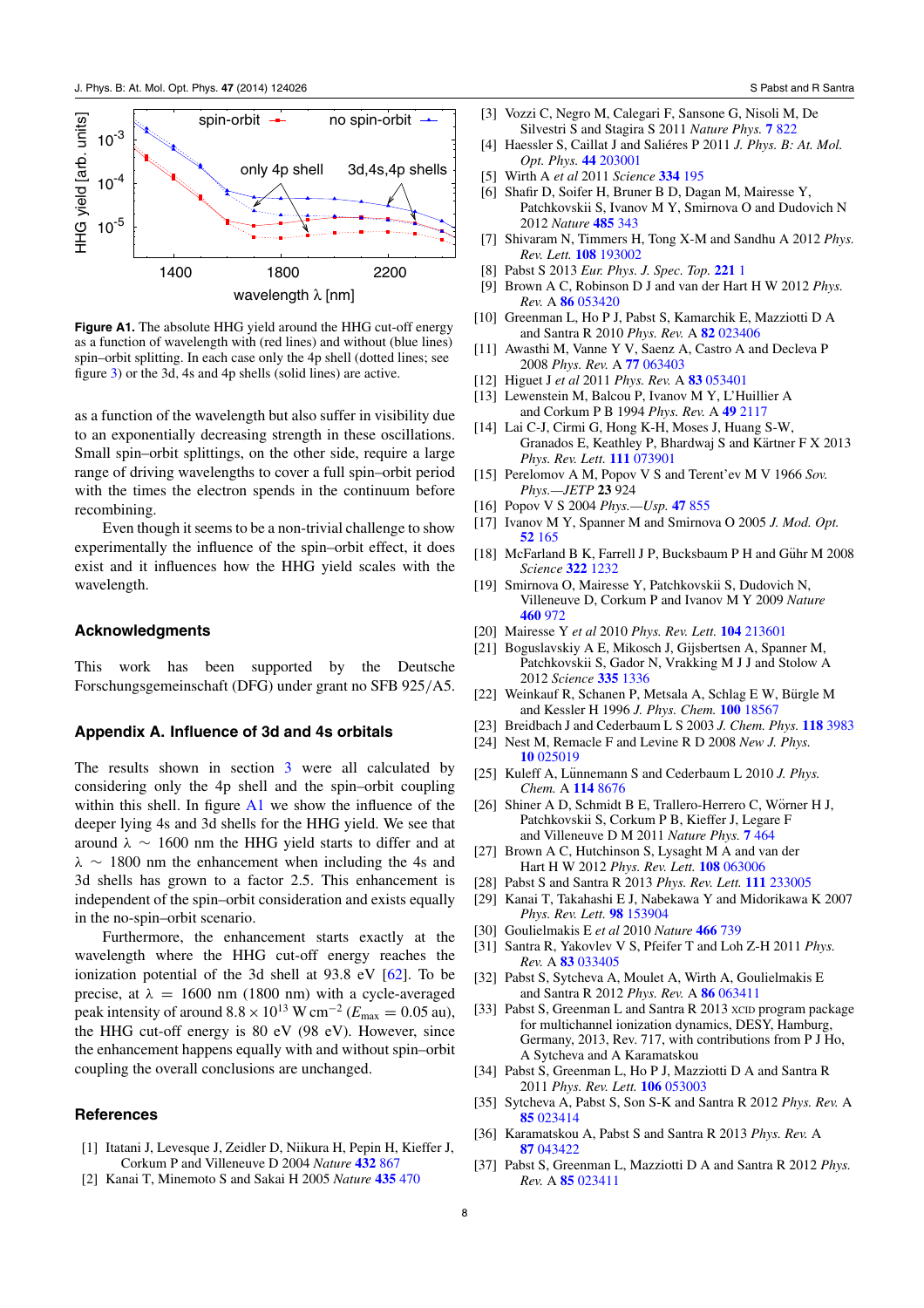**Figure A1.** The absolute HHG yield around the HHG cut-off energy as a function of wavelength with (red lines) and without (blue lines) spin–orbit splitting. In each case only the 4p shell (dotted lines; see figure 3) or the 3d, 4s and 4p shells (solid lines) are active.

as a function of the wavelength but also suffer in visibility due to an exponentially decreasing strength in these oscillations. Small spin–orbit splittings, on the other side, require a large range of driving wavelengths to cover a full spin–orbit period with the times the electron spends in the continuum before recombining.

Even though it seems to be a non-trivial challenge to show experimentally the influence of the spin–orbit effect, it does exist and it influences how the HHG yield scales with the wavelength.

## Acknowledgments

This work has been supported by the Deutsche Forschungsgemeinschaft (DFG) under grant no SFB 925/A5.

## Appendix A. Influence of 3d and 4s orbitals

The results shown in section 3 were all calculated by considering only the 4p shell and the spin–orbit coupling within this shell. In figure A1 we show the influence of the deeper lying 4s and 3d shells for the HHG yield. We see that around $\lambda \sim 1600$ nm the HHG yield starts to differ and at $\lambda \sim 1800$ nm the enhancement when including the 4s and 3d shells has grown to a factor 2.5. This enhancement is independent of the spin–orbit consideration and exists equally in the no-spin–orbit scenario.

Furthermore, the enhancement starts exactly at the wavelength where the HHG cut-off energy reaches the ionization potential of the 3d shell at 93.8 eV [62]. To be precise, at $\lambda = 1600$ nm (1800 nm) with a cycle-averaged peak intensity of around $8.8 \times 10^{13}$ W cm$^{-2}$ ($E_{\max} = 0.05$ au), the HHG cut-off energy is 80 eV (98 eV). However, since the enhancement happens equally with and without spin–orbit coupling the overall conclusions are unchanged.

## References

[1] Itatani J, Levesque J, Zeidler D, Niikura H, Pepin H, Kieffer J, Corkum P and Villeneuve D 2004 *Nature* **432** 867

[2] Kanai T, Minemoto S and Sakai H 2005 *Nature* **435** 470

[3] Vozzi C, Negro M, Calegari F, Sansone G, Nisoli M, De Silvestri S and Stagira S 2011 *Nature Phys.* **7** 822

[4] Haessler S, Caillat J and Saliéres P 2011 *J. Phys. B: At. Mol. Opt. Phys.* **44** 203001

[5] Wirth A *et al* 2011 *Science* **334** 195

[6] Shafir D, Soifer H, Bruner B D, Dagan M, Mairesse Y, Patchkovskii S, Ivanov M Y, Smirnova O and Dudovich N 2012 *Nature* **485** 343

[7] Shivaram N, Timmers H, Tong X-M and Sandhu A 2012 *Phys. Rev. Lett.* **108** 193002

[8] Pabst S 2013 *Eur. Phys. J. Spec. Top.* **221** 1

[9] Brown A C, Robinson D J and van der Hart H W 2012 *Phys. Rev.* A **86** 053420

[10] Greenman L, Ho P J, Pabst S, Kamarchik E, Mazziotti D A and Santra R 2010 *Phys. Rev.* A **82** 023406

[11] Awasthi M, Vanne Y V, Saenz A, Castro A and Decleva P 2008 *Phys. Rev.* A **77** 063403

[12] Higuet J *et al* 2011 *Phys. Rev.* A **83** 053401

[13] Lewenstein M, Balcou P, Ivanov M Y, L'Huillier A and Corkum P B 1994 *Phys. Rev.* A **49** 2117

[14] Lai C-J, Cirmi G, Hong K-H, Moses J, Huang S-W, Granados E, Keathley P, Bhardwaj S and Kärtner F X 2013 *Phys. Rev. Lett.* **111** 073901

[15] Perelomov A M, Popov V S and Terent'ev M V 1966 *Sov. Phys.—JETP* **23** 924

[16] Popov V S 2004 *Phys.—Usp.* **47** 855

[17] Ivanov M Y, Spanner M and Smirnova O 2005 *J. Mod. Opt.* **52** 165

[18] McFarland B K, Farrell J P, Bucksbaum P H and Gühr M 2008 *Science* **322** 1232

[19] Smirnova O, Mairesse Y, Patchkovskii S, Dudovich N, Villeneuve D, Corkum P and Ivanov M Y 2009 *Nature* **460** 972

[20] Mairesse Y *et al* 2010 *Phys. Rev. Lett.* **104** 213601

[21] Boguslavskiy A E, Mikosch J, Gijsbertsen A, Spanner M, Patchkovskii S, Gador N, Vrakking M J J and Stolow A 2012 *Science* **335** 1336

[22] Weinkauf R, Schanen P, Metsala A, Schlag E W, Bürgle M and Kessler H 1996 *J. Phys. Chem.* **100** 18567

[23] Breidbach J and Cederbaum L S 2003 *J. Chem. Phys.* **118** 3983

[24] Nest M, Remacle F and Levine R D 2008 *New J. Phys.* **10** 025019

[25] Kuleff A, Lünnemann S and Cederbaum L 2010 *J. Phys. Chem.* A **114** 8676

[26] Shiner A D, Schmidt B E, Trallero-Herrero C, Wörner H J, Patchkovskii S, Corkum P B, Kieffer J, Legare F and Villeneuve D M 2011 *Nature Phys.* **7** 464

[27] Brown A C, Hutchinson S, Lysaght M A and van der Hart H W 2012 *Phys. Rev. Lett.* **108** 063006

[28] Pabst S and Santra R 2013 *Phys. Rev. Lett.* **111** 233005

[29] Kanai T, Takahashi E J, Nabekawa Y and Midorikawa K 2007 *Phys. Rev. Lett.* **98** 153904

[30] Goulielmakis E *et al* 2010 *Nature* **466** 739

[31] Santra R, Yakovlev V S, Pfeifer T and Loh Z-H 2011 *Phys. Rev.* A **83** 033405

[32] Pabst S, Sytcheva A, Moulet A, Wirth A, Goulielmakis E and Santra R 2012 *Phys. Rev.* A **86** 063411

[33] Pabst S, Greenman L and Santra R 2013 XCID program package for multichannel ionization dynamics, DESY, Hamburg, Germany, 2013, Rev. 717, with contributions from P J Ho, A Sytcheva and A Karamatskou

[34] Pabst S, Greenman L, Ho P J, Mazziotti D A and Santra R 2011 *Phys. Rev. Lett.* **106** 053003

[35] Sytcheva A, Pabst S, Son S-K and Santra R 2012 *Phys. Rev.* A **85** 023414

[36] Karamatskou A, Pabst S and Santra R 2013 *Phys. Rev.* A **87** 043422

[37] Pabst S, Greenman L, Mazziotti D A and Santra R 2012 *Phys. Rev.* A **85** 023411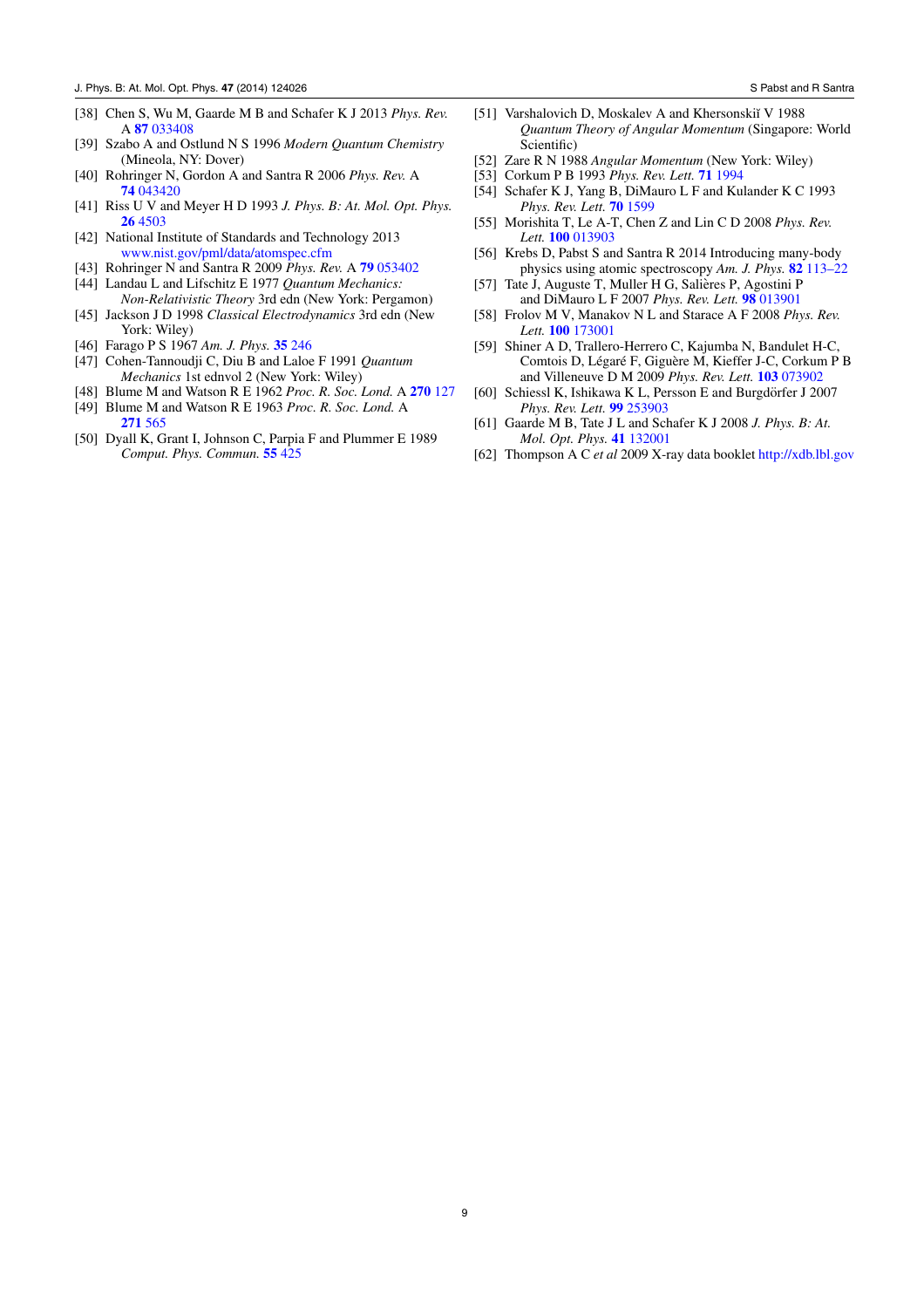[38] Chen S, Wu M, Gaarde M B and Schafer K J 2013 *Phys. Rev.* A **87** 033408

[39] Szabo A and Ostlund N S 1996 *Modern Quantum Chemistry* (Mineola, NY: Dover)

[40] Rohringer N, Gordon A and Santra R 2006 *Phys. Rev.* A **74** 043420

[41] Riss U V and Meyer H D 1993 *J. Phys. B: At. Mol. Opt. Phys.* **26** 4503

[42] National Institute of Standards and Technology 2013 www.nist.gov/pml/data/atomspec.cfm

[43] Rohringer N and Santra R 2009 *Phys. Rev.* A **79** 053402

[44] Landau L and Lifschitz E 1977 *Quantum Mechanics: Non-Relativistic Theory* 3rd edn (New York: Pergamon)

[45] Jackson J D 1998 *Classical Electrodynamics* 3rd edn (New York: Wiley)

[46] Farago P S 1967 *Am. J. Phys.* **35** 246

[47] Cohen-Tannoudji C, Diu B and Laloe F 1991 *Quantum Mechanics* 1st ednvol 2 (New York: Wiley)

[48] Blume M and Watson R E 1962 *Proc. R. Soc. Lond.* A **270** 127

[49] Blume M and Watson R E 1963 *Proc. R. Soc. Lond.* A **271** 565

[50] Dyall K, Grant I, Johnson C, Parpia F and Plummer E 1989 *Comput. Phys. Commun.* **55** 425

[51] Varshalovich D, Moskalev A and Khersonskiĭ V 1988 *Quantum Theory of Angular Momentum* (Singapore: World Scientific)

[52] Zare R N 1988 *Angular Momentum* (New York: Wiley)

[53] Corkum P B 1993 *Phys. Rev. Lett.* **71** 1994

[54] Schafer K J, Yang B, DiMauro L F and Kulander K C 1993 *Phys. Rev. Lett.* **70** 1599

[55] Morishita T, Le A-T, Chen Z and Lin C D 2008 *Phys. Rev. Lett.* **100** 013903

[56] Krebs D, Pabst S and Santra R 2014 Introducing many-body physics using atomic spectroscopy *Am. J. Phys.* **82** 113–22

[57] Tate J, Auguste T, Muller H G, Salières P, Agostini P and DiMauro L F 2007 *Phys. Rev. Lett.* **98** 013901

[58] Frolov M V, Manakov N L and Starace A F 2008 *Phys. Rev. Lett.* **100** 173001

[59] Shiner A D, Trallero-Herrero C, Kajumba N, Bandulet H-C, Comtois D, Légaré F, Giguère M, Kieffer J-C, Corkum P B and Villeneuve D M 2009 *Phys. Rev. Lett.* **103** 073902

[60] Schiessl K, Ishikawa K L, Persson E and Burgdörfer J 2007 *Phys. Rev. Lett.* **99** 253903

[61] Gaarde M B, Tate J L and Schafer K J 2008 *J. Phys. B: At. Mol. Opt. Phys.* **41** 132001

[62] Thompson A C *et al* 2009 X-ray data booklet http://xdb.lbl.gov